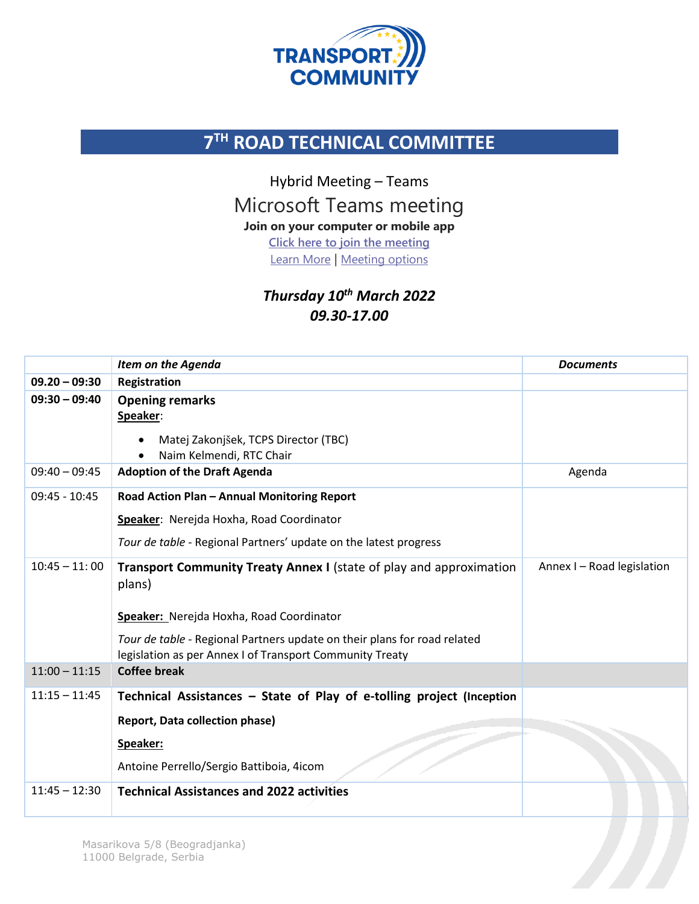# 7[TH] ROAD TECHNICAL COMMITTEE

Hybrid Meeting – Teams

Microsoft Teams meeting

**Join on your computer or mobile app**

Click here to join the meeting

Learn More | Meeting options

***Thursday 10th March 2022***

***09.30-17.00***

| | *Item on the Agenda* | *Documents* |
|---|---|---|
| **09.20 – 09:30** | **Registration** | |
| **09:30 – 09:40** | **Opening remarks**<br>**Speaker**:<br>• Matej Zakonjšek, TCPS Director (TBC)<br>• Naim Kelmendi, RTC Chair | |
| 09:40 – 09:45 | **Adoption of the Draft Agenda** | Agenda |
| 09:45 - 10:45 | **Road Action Plan – Annual Monitoring Report**<br>**Speaker**: Nerejda Hoxha, Road Coordinator<br>*Tour de table* - Regional Partners' update on the latest progress | |
| 10:45 – 11: 00 | **Transport Community Treaty Annex I** (state of play and approximation plans)<br>**Speaker:** Nerejda Hoxha, Road Coordinator<br>*Tour de table* - Regional Partners update on their plans for road related legislation as per Annex I of Transport Community Treaty | Annex I – Road legislation |
| 11:00 – 11:15 | **Coffee break** | |
| 11:15 – 11:45 | **Technical Assistances – State of Play of e-tolling project (Inception Report, Data collection phase)**<br>**Speaker:**<br>Antoine Perrello/Sergio Battiboia, 4icom | |
| 11:45 – 12:30 | **Technical Assistances and 2022 activities** | |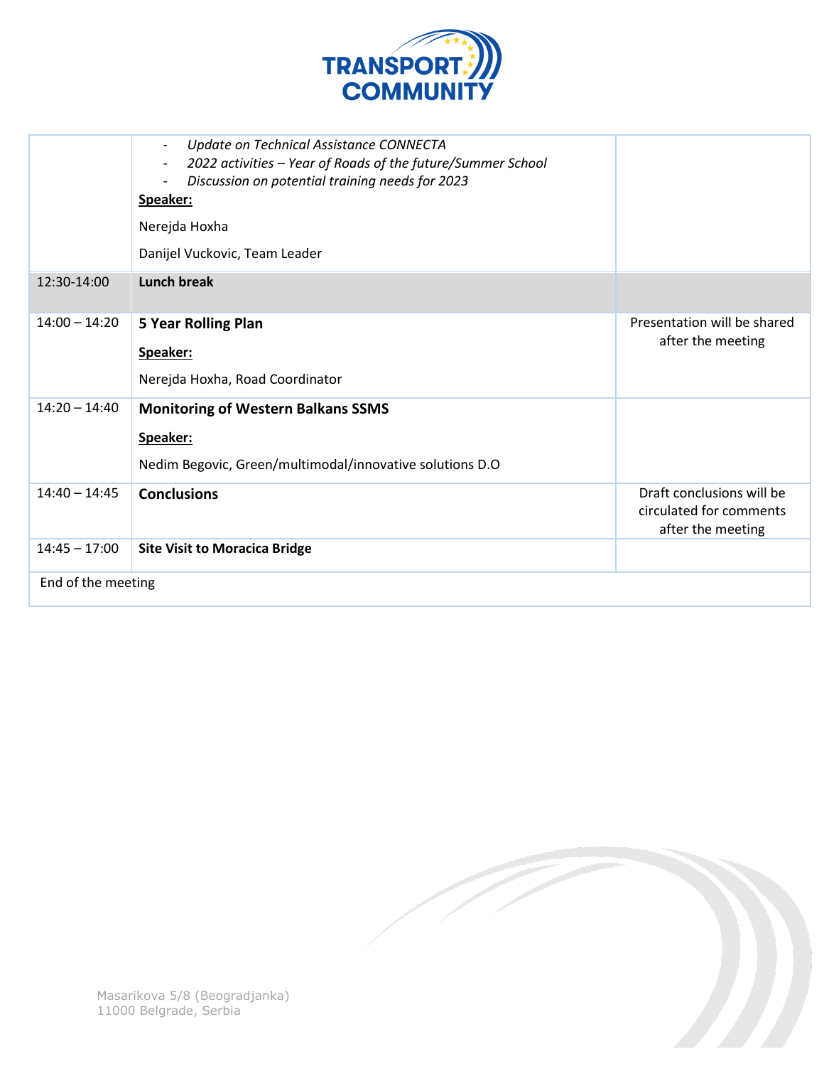| | | |
|---|---|---|
| | - *Update on Technical Assistance CONNECTA*<br>- *2022 activities – Year of Roads of the future/Summer School*<br>- *Discussion on potential training needs for 2023*<br>**Speaker:**<br>Nerejda Hoxha<br>Danijel Vuckovic, Team Leader | |
| 12:30-14:00 | **Lunch break** | |
| 14:00 – 14:20 | **5 Year Rolling Plan**<br>**Speaker:**<br>Nerejda Hoxha, Road Coordinator | Presentation will be shared after the meeting |
| 14:20 – 14:40 | **Monitoring of Western Balkans SSMS**<br>**Speaker:**<br>Nedim Begovic, Green/multimodal/innovative solutions D.O | |
| 14:40 – 14:45 | **Conclusions** | Draft conclusions will be circulated for comments after the meeting |
| 14:45 – 17:00 | **Site Visit to Moracica Bridge** | |
| End of the meeting | | |